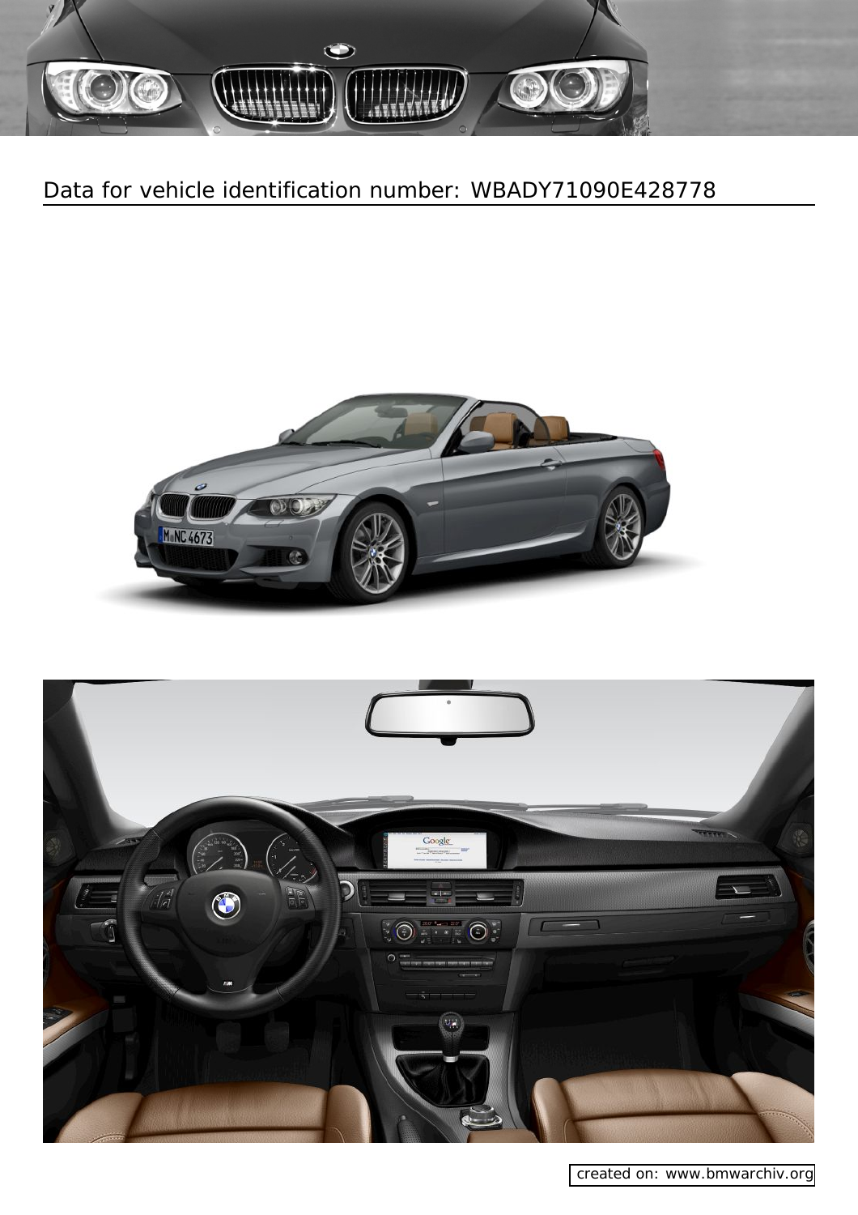Data for vehicle identification number: WBADY71090E428778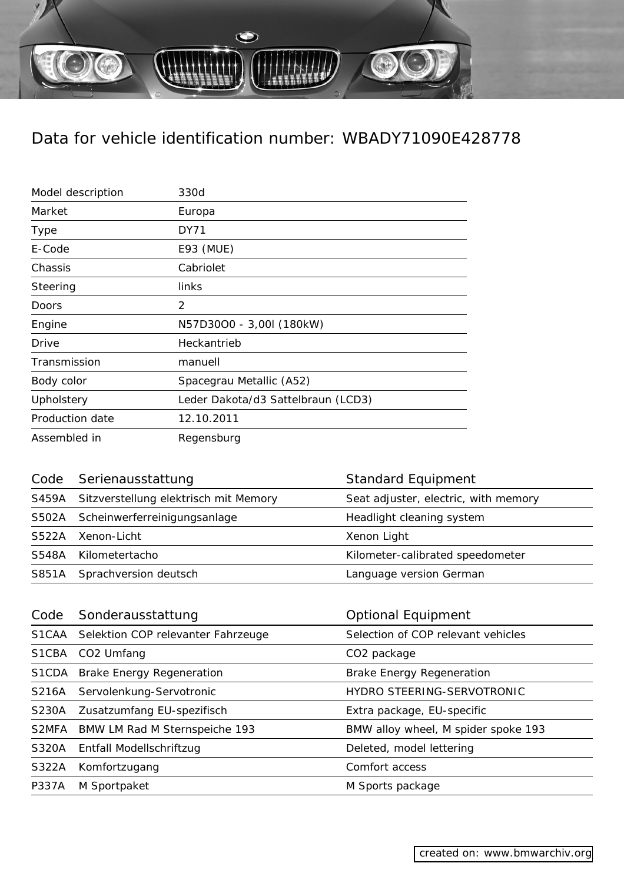# Data for vehicle identification number: WBADY71090E428778

| | |
|---|---|
| Model description | 330d |
| Market | Europa |
| Type | DY71 |
| E-Code | E93 (MUE) |
| Chassis | Cabriolet |
| Steering | links |
| Doors | 2 |
| Engine | N57D30O0 - 3,00l (180kW) |
| Drive | Heckantrieb |
| Transmission | manuell |
| Body color | Spacegrau Metallic (A52) |
| Upholstery | Leder Dakota/d3 Sattelbraun (LCD3) |
| Production date | 12.10.2011 |
| Assembled in | Regensburg |

| Code | Serienausstattung | Standard Equipment |
|---|---|---|
| S459A | Sitzverstellung elektrisch mit Memory | Seat adjuster, electric, with memory |
| S502A | Scheinwerferreinigungsanlage | Headlight cleaning system |
| S522A | Xenon-Licht | Xenon Light |
| S548A | Kilometertacho | Kilometer-calibrated speedometer |
| S851A | Sprachversion deutsch | Language version German |

| Code | Sonderausstattung | Optional Equipment |
|---|---|---|
| S1CAA | Selektion COP relevanter Fahrzeuge | Selection of COP relevant vehicles |
| S1CBA | CO2 Umfang | CO2 package |
| S1CDA | Brake Energy Regeneration | Brake Energy Regeneration |
| S216A | Servolenkung-Servotronic | HYDRO STEERING-SERVOTRONIC |
| S230A | Zusatzumfang EU-spezifisch | Extra package, EU-specific |
| S2MFA | BMW LM Rad M Sternspeiche 193 | BMW alloy wheel, M spider spoke 193 |
| S320A | Entfall Modellschriftzug | Deleted, model lettering |
| S322A | Komfortzugang | Comfort access |
| P337A | M Sportpaket | M Sports package |

created on: www.bmwarchiv.org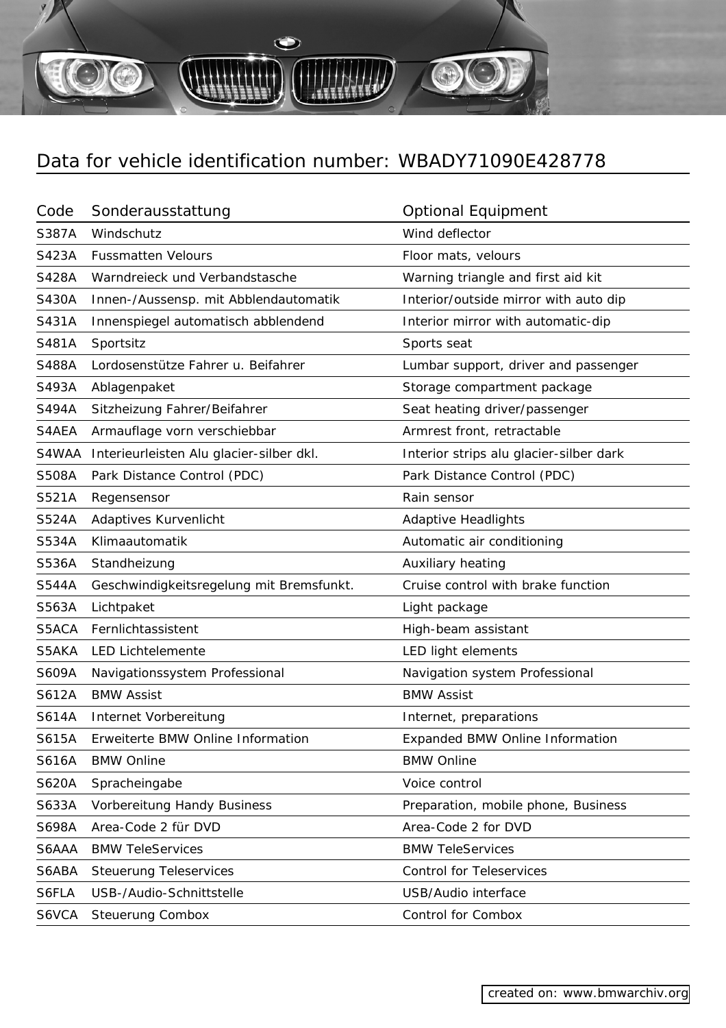## Data for vehicle identification number: WBADY71090E428778

| Code | Sonderausstattung | Optional Equipment |
|---|---|---|
| S387A | Windschutz | Wind deflector |
| S423A | Fussmatten Velours | Floor mats, velours |
| S428A | Warndreieck und Verbandstasche | Warning triangle and first aid kit |
| S430A | Innen-/Aussensp. mit Abblendautomatik | Interior/outside mirror with auto dip |
| S431A | Innenspiegel automatisch abblendend | Interior mirror with automatic-dip |
| S481A | Sportsitz | Sports seat |
| S488A | Lordosenstütze Fahrer u. Beifahrer | Lumbar support, driver and passenger |
| S493A | Ablagenpaket | Storage compartment package |
| S494A | Sitzheizung Fahrer/Beifahrer | Seat heating driver/passenger |
| S4AEA | Armauflage vorn verschiebbar | Armrest front, retractable |
| S4WAA | Interieurleisten Alu glacier-silber dkl. | Interior strips alu glacier-silber dark |
| S508A | Park Distance Control (PDC) | Park Distance Control (PDC) |
| S521A | Regensensor | Rain sensor |
| S524A | Adaptives Kurvenlicht | Adaptive Headlights |
| S534A | Klimaautomatik | Automatic air conditioning |
| S536A | Standheizung | Auxiliary heating |
| S544A | Geschwindigkeitsregelung mit Bremsfunkt. | Cruise control with brake function |
| S563A | Lichtpaket | Light package |
| S5ACA | Fernlichtassistent | High-beam assistant |
| S5AKA | LED Lichtelemente | LED light elements |
| S609A | Navigationssystem Professional | Navigation system Professional |
| S612A | BMW Assist | BMW Assist |
| S614A | Internet Vorbereitung | Internet, preparations |
| S615A | Erweiterte BMW Online Information | Expanded BMW Online Information |
| S616A | BMW Online | BMW Online |
| S620A | Spracheingabe | Voice control |
| S633A | Vorbereitung Handy Business | Preparation, mobile phone, Business |
| S698A | Area-Code 2 für DVD | Area-Code 2 for DVD |
| S6AAA | BMW TeleServices | BMW TeleServices |
| S6ABA | Steuerung Teleservices | Control for Teleservices |
| S6FLA | USB-/Audio-Schnittstelle | USB/Audio interface |
| S6VCA | Steuerung Combox | Control for Combox |

created on: www.bmwarchiv.org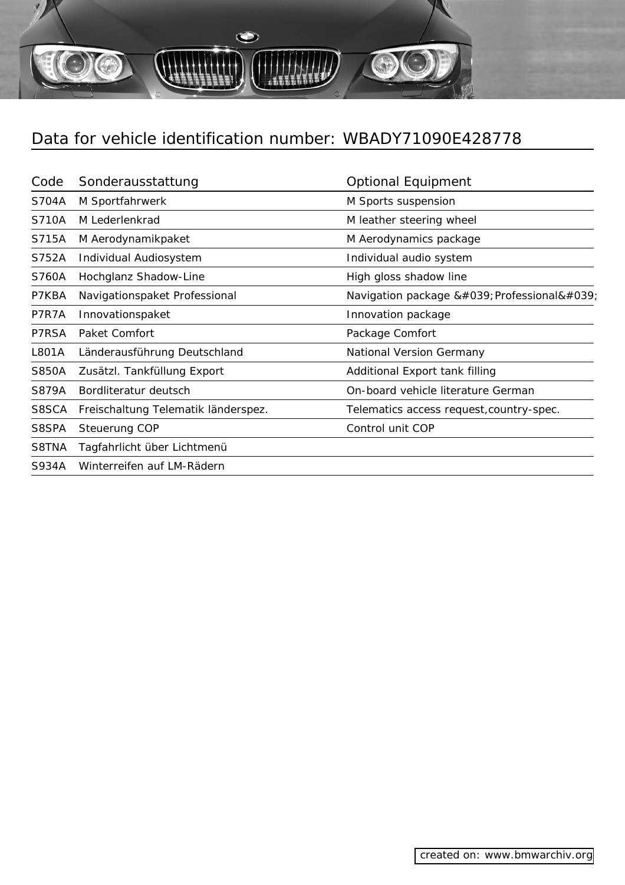## Data for vehicle identification number: WBADY71090E428778

| Code | Sonderausstattung | Optional Equipment |
| --- | --- | --- |
| S704A | M Sportfahrwerk | M Sports suspension |
| S710A | M Lederlenkrad | M leather steering wheel |
| S715A | M Aerodynamikpaket | M Aerodynamics package |
| S752A | Individual Audiosystem | Individual audio system |
| S760A | Hochglanz Shadow-Line | High gloss shadow line |
| P7KBA | Navigationspaket Professional | Navigation package &#039;Professional&#039; |
| P7R7A | Innovationspaket | Innovation package |
| P7RSA | Paket Comfort | Package Comfort |
| L801A | Länderausführung Deutschland | National Version Germany |
| S850A | Zusätzl. Tankfüllung Export | Additional Export tank filling |
| S879A | Bordliteratur deutsch | On-board vehicle literature German |
| S8SCA | Freischaltung Telematik länderspez. | Telematics access request,country-spec. |
| S8SPA | Steuerung COP | Control unit COP |
| S8TNA | Tagfahrlicht über Lichtmenü | |
| S934A | Winterreifen auf LM-Rädern | |

created on: www.bmwarchiv.org